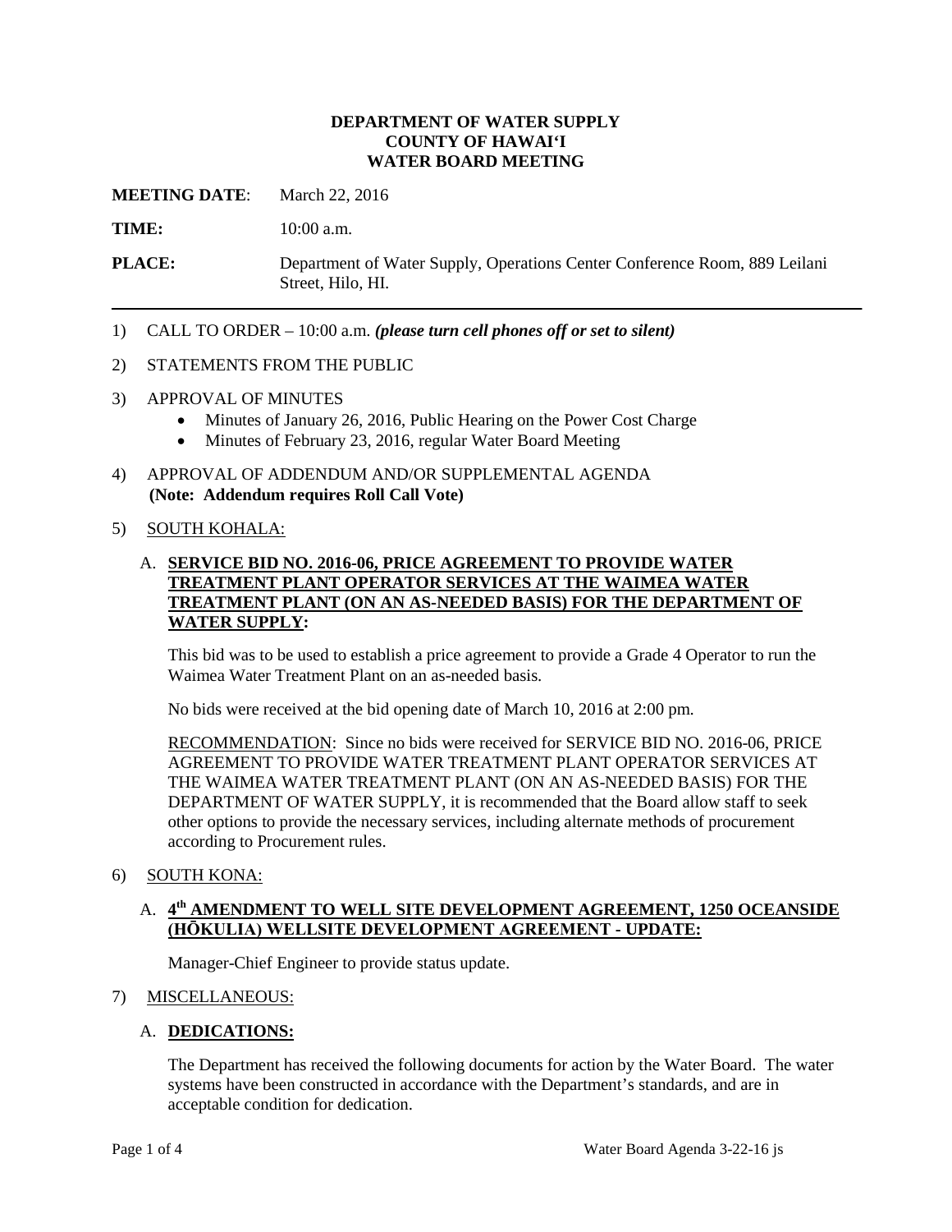**DEPARTMENT OF WATER SUPPLY**
**COUNTY OF HAWAIʻI**
**WATER BOARD MEETING**

**MEETING DATE**: March 22, 2016

**TIME:** 10:00 a.m.

**PLACE:** Department of Water Supply, Operations Center Conference Room, 889 Leilani Street, Hilo, HI.

---

1) CALL TO ORDER – 10:00 a.m. ***(please turn cell phones off or set to silent)***

2) STATEMENTS FROM THE PUBLIC

3) APPROVAL OF MINUTES
   - Minutes of January 26, 2016, Public Hearing on the Power Cost Charge
   - Minutes of February 23, 2016, regular Water Board Meeting

4) APPROVAL OF ADDENDUM AND/OR SUPPLEMENTAL AGENDA
   **(Note: Addendum requires Roll Call Vote)**

5) SOUTH KOHALA:

   A. **SERVICE BID NO. 2016-06, PRICE AGREEMENT TO PROVIDE WATER TREATMENT PLANT OPERATOR SERVICES AT THE WAIMEA WATER TREATMENT PLANT (ON AN AS-NEEDED BASIS) FOR THE DEPARTMENT OF WATER SUPPLY:**

   This bid was to be used to establish a price agreement to provide a Grade 4 Operator to run the Waimea Water Treatment Plant on an as-needed basis.

   No bids were received at the bid opening date of March 10, 2016 at 2:00 pm.

   RECOMMENDATION: Since no bids were received for SERVICE BID NO. 2016-06, PRICE AGREEMENT TO PROVIDE WATER TREATMENT PLANT OPERATOR SERVICES AT THE WAIMEA WATER TREATMENT PLANT (ON AN AS-NEEDED BASIS) FOR THE DEPARTMENT OF WATER SUPPLY, it is recommended that the Board allow staff to seek other options to provide the necessary services, including alternate methods of procurement according to Procurement rules.

6) SOUTH KONA:

   A. **4th AMENDMENT TO WELL SITE DEVELOPMENT AGREEMENT, 1250 OCEANSIDE (HŌKULIA) WELLSITE DEVELOPMENT AGREEMENT - UPDATE:**

   Manager-Chief Engineer to provide status update.

7) MISCELLANEOUS:

   A. **DEDICATIONS:**

   The Department has received the following documents for action by the Water Board. The water systems have been constructed in accordance with the Department's standards, and are in acceptable condition for dedication.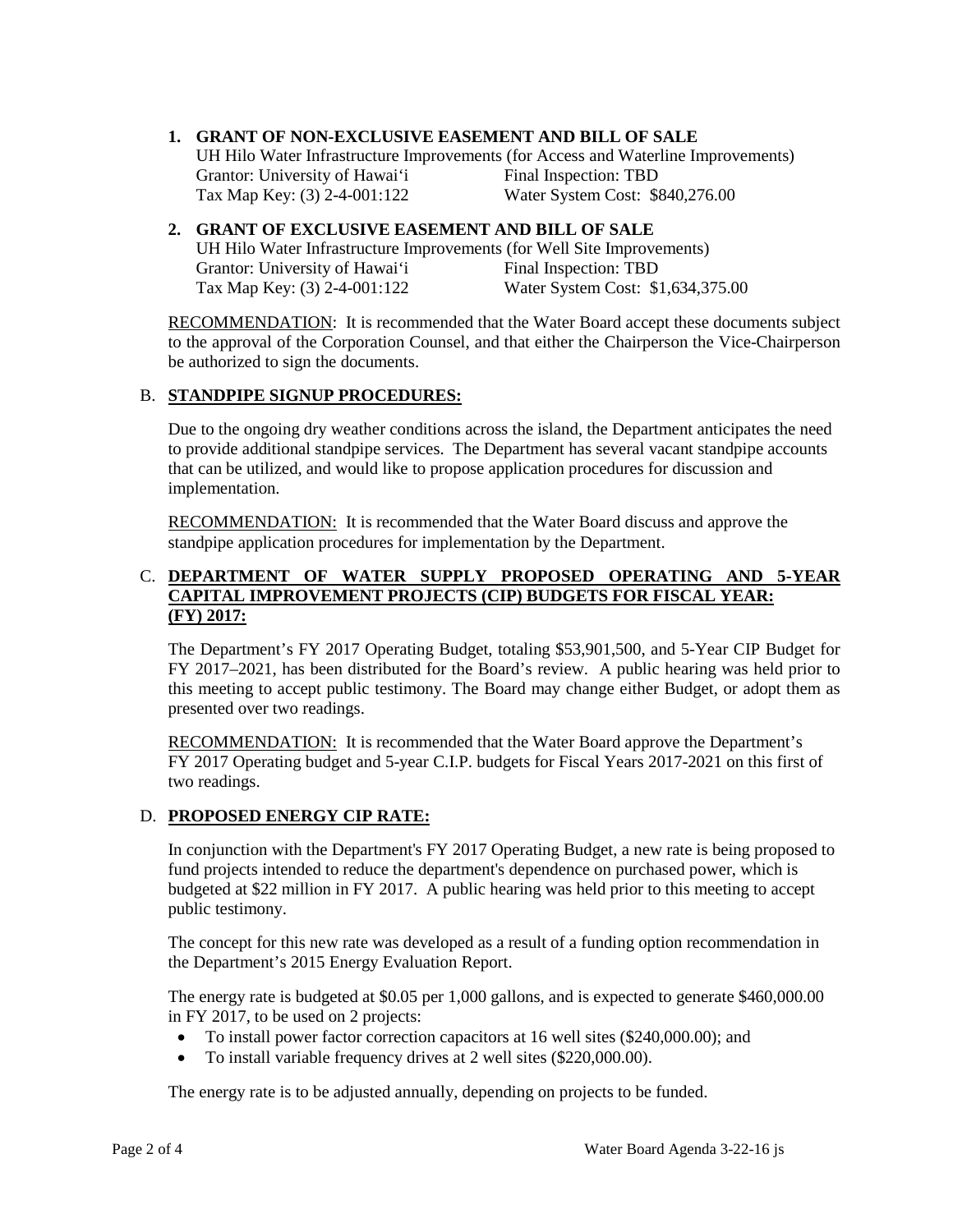1. **GRANT OF NON-EXCLUSIVE EASEMENT AND BILL OF SALE**
   UH Hilo Water Infrastructure Improvements (for Access and Waterline Improvements)
   Grantor: University of Hawai'i Final Inspection: TBD
   Tax Map Key: (3) 2-4-001:122 Water System Cost: $840,276.00

2. **GRANT OF EXCLUSIVE EASEMENT AND BILL OF SALE**
   UH Hilo Water Infrastructure Improvements (for Well Site Improvements)
   Grantor: University of Hawai'i Final Inspection: TBD
   Tax Map Key: (3) 2-4-001:122 Water System Cost: $1,634,375.00

RECOMMENDATION: It is recommended that the Water Board accept these documents subject to the approval of the Corporation Counsel, and that either the Chairperson the Vice-Chairperson be authorized to sign the documents.

## B. **STANDPIPE SIGNUP PROCEDURES:**

Due to the ongoing dry weather conditions across the island, the Department anticipates the need to provide additional standpipe services. The Department has several vacant standpipe accounts that can be utilized, and would like to propose application procedures for discussion and implementation.

RECOMMENDATION: It is recommended that the Water Board discuss and approve the standpipe application procedures for implementation by the Department.

## C. **DEPARTMENT OF WATER SUPPLY PROPOSED OPERATING AND 5-YEAR CAPITAL IMPROVEMENT PROJECTS (CIP) BUDGETS FOR FISCAL YEAR: (FY) 2017:**

The Department's FY 2017 Operating Budget, totaling $53,901,500, and 5-Year CIP Budget for FY 2017–2021, has been distributed for the Board's review. A public hearing was held prior to this meeting to accept public testimony. The Board may change either Budget, or adopt them as presented over two readings.

RECOMMENDATION: It is recommended that the Water Board approve the Department's FY 2017 Operating budget and 5-year C.I.P. budgets for Fiscal Years 2017-2021 on this first of two readings.

## D. **PROPOSED ENERGY CIP RATE:**

In conjunction with the Department's FY 2017 Operating Budget, a new rate is being proposed to fund projects intended to reduce the department's dependence on purchased power, which is budgeted at $22 million in FY 2017. A public hearing was held prior to this meeting to accept public testimony.

The concept for this new rate was developed as a result of a funding option recommendation in the Department's 2015 Energy Evaluation Report.

The energy rate is budgeted at $0.05 per 1,000 gallons, and is expected to generate $460,000.00 in FY 2017, to be used on 2 projects:

- To install power factor correction capacitors at 16 well sites ($240,000.00); and
- To install variable frequency drives at 2 well sites ($220,000.00).

The energy rate is to be adjusted annually, depending on projects to be funded.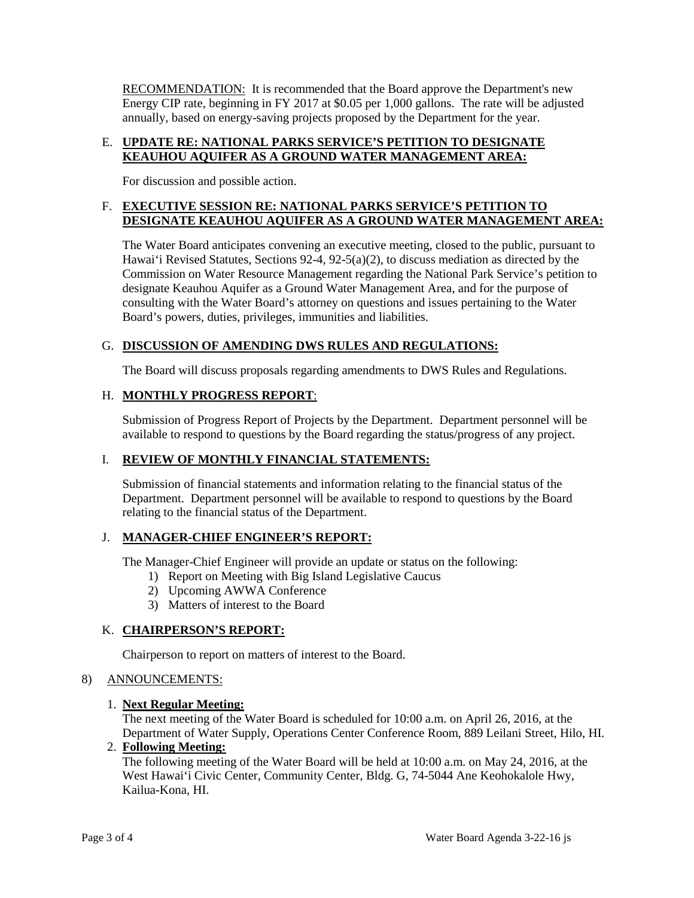RECOMMENDATION: It is recommended that the Board approve the Department's new Energy CIP rate, beginning in FY 2017 at $0.05 per 1,000 gallons. The rate will be adjusted annually, based on energy-saving projects proposed by the Department for the year.

E. **UPDATE RE: NATIONAL PARKS SERVICE'S PETITION TO DESIGNATE KEAUHOU AQUIFER AS A GROUND WATER MANAGEMENT AREA:**

For discussion and possible action.

F. **EXECUTIVE SESSION RE: NATIONAL PARKS SERVICE'S PETITION TO DESIGNATE KEAUHOU AQUIFER AS A GROUND WATER MANAGEMENT AREA:**

The Water Board anticipates convening an executive meeting, closed to the public, pursuant to Hawai'i Revised Statutes, Sections 92-4, 92-5(a)(2), to discuss mediation as directed by the Commission on Water Resource Management regarding the National Park Service's petition to designate Keauhou Aquifer as a Ground Water Management Area, and for the purpose of consulting with the Water Board's attorney on questions and issues pertaining to the Water Board's powers, duties, privileges, immunities and liabilities.

G. **DISCUSSION OF AMENDING DWS RULES AND REGULATIONS:**

The Board will discuss proposals regarding amendments to DWS Rules and Regulations.

H. **MONTHLY PROGRESS REPORT**:

Submission of Progress Report of Projects by the Department. Department personnel will be available to respond to questions by the Board regarding the status/progress of any project.

I. **REVIEW OF MONTHLY FINANCIAL STATEMENTS:**

Submission of financial statements and information relating to the financial status of the Department. Department personnel will be available to respond to questions by the Board relating to the financial status of the Department.

J. **MANAGER-CHIEF ENGINEER'S REPORT:**

The Manager-Chief Engineer will provide an update or status on the following:

1) Report on Meeting with Big Island Legislative Caucus
2) Upcoming AWWA Conference
3) Matters of interest to the Board

K. **CHAIRPERSON'S REPORT:**

Chairperson to report on matters of interest to the Board.

8) ANNOUNCEMENTS:

1. **Next Regular Meeting:**
   The next meeting of the Water Board is scheduled for 10:00 a.m. on April 26, 2016, at the Department of Water Supply, Operations Center Conference Room, 889 Leilani Street, Hilo, HI.
2. **Following Meeting:**
   The following meeting of the Water Board will be held at 10:00 a.m. on May 24, 2016, at the West Hawai'i Civic Center, Community Center, Bldg. G, 74-5044 Ane Keohokalole Hwy, Kailua-Kona, HI.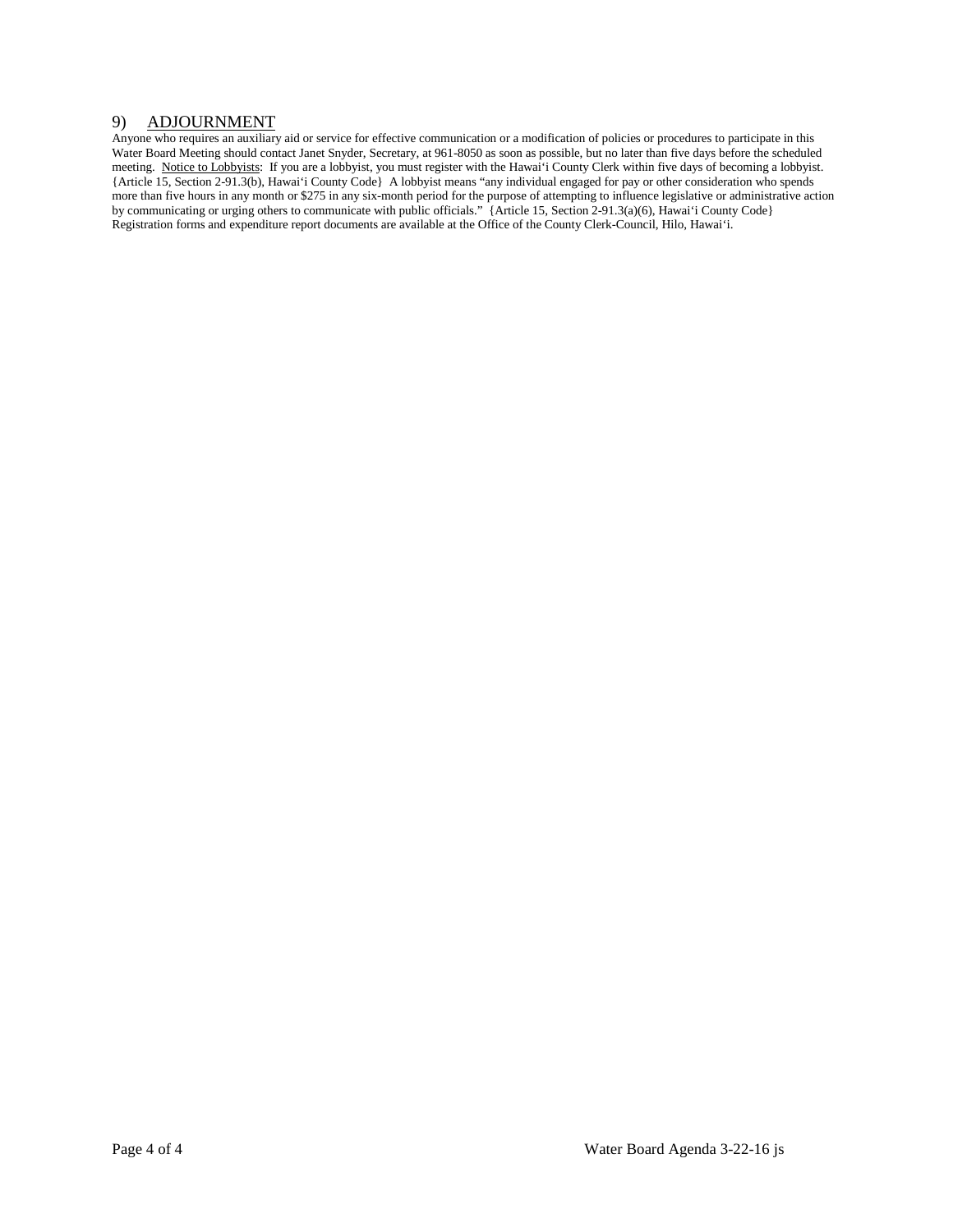## 9) <u>ADJOURNMENT</u>

Anyone who requires an auxiliary aid or service for effective communication or a modification of policies or procedures to participate in this Water Board Meeting should contact Janet Snyder, Secretary, at 961-8050 as soon as possible, but no later than five days before the scheduled meeting. <u>Notice to Lobbyists</u>: If you are a lobbyist, you must register with the Hawai'i County Clerk within five days of becoming a lobbyist. {Article 15, Section 2-91.3(b), Hawai'i County Code} A lobbyist means "any individual engaged for pay or other consideration who spends more than five hours in any month or $275 in any six-month period for the purpose of attempting to influence legislative or administrative action by communicating or urging others to communicate with public officials." {Article 15, Section 2-91.3(a)(6), Hawai'i County Code} Registration forms and expenditure report documents are available at the Office of the County Clerk-Council, Hilo, Hawai'i.